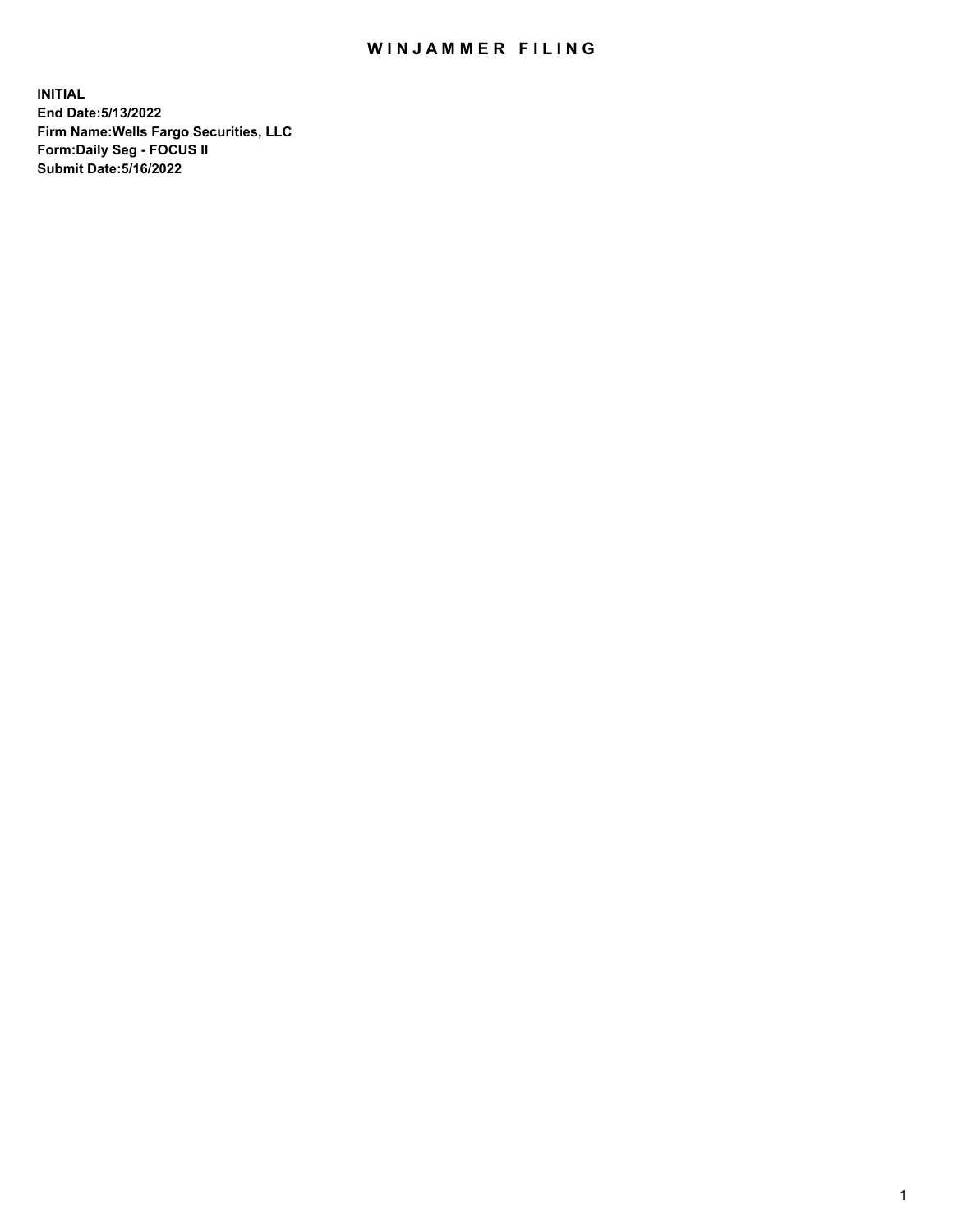# WINJAMMER FILING

**INITIAL**
**End Date:5/13/2022**
**Firm Name:Wells Fargo Securities, LLC**
**Form:Daily Seg - FOCUS II**
**Submit Date:5/16/2022**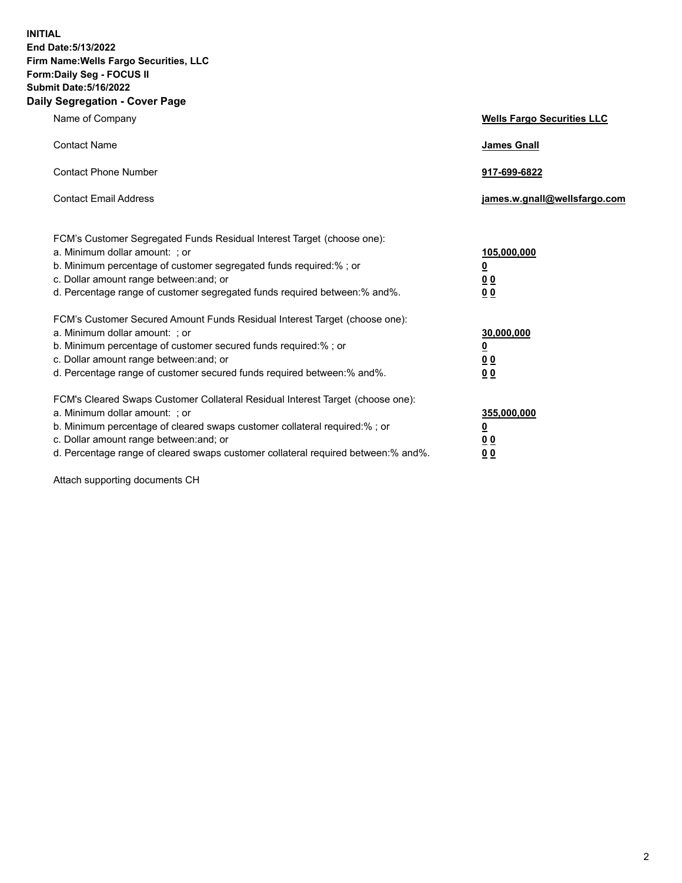**INITIAL**
**End Date:5/13/2022**
**Firm Name:Wells Fargo Securities, LLC**
**Form:Daily Seg - FOCUS II**
**Submit Date:5/16/2022**

## Daily Segregation - Cover Page

| | |
|---|---|
| Name of Company | **Wells Fargo Securities LLC** |
| Contact Name | **James Gnall** |
| Contact Phone Number | **917-699-6822** |
| Contact Email Address | **james.w.gnall@wellsfargo.com** |

| | |
|---|---|
| FCM's Customer Segregated Funds Residual Interest Target (choose one): | |
| a. Minimum dollar amount: ; or | **105,000,000** |
| b. Minimum percentage of customer segregated funds required:% ; or | **0** |
| c. Dollar amount range between:and; or | **0 0** |
| d. Percentage range of customer segregated funds required between:% and%. | **0 0** |
| FCM's Customer Secured Amount Funds Residual Interest Target (choose one): | |
| a. Minimum dollar amount: ; or | **30,000,000** |
| b. Minimum percentage of customer secured funds required:% ; or | **0** |
| c. Dollar amount range between:and; or | **0 0** |
| d. Percentage range of customer secured funds required between:% and%. | **0 0** |
| FCM's Cleared Swaps Customer Collateral Residual Interest Target (choose one): | |
| a. Minimum dollar amount: ; or | **355,000,000** |
| b. Minimum percentage of cleared swaps customer collateral required:% ; or | **0** |
| c. Dollar amount range between:and; or | **0 0** |
| d. Percentage range of cleared swaps customer collateral required between:% and%. | **0 0** |

Attach supporting documents CH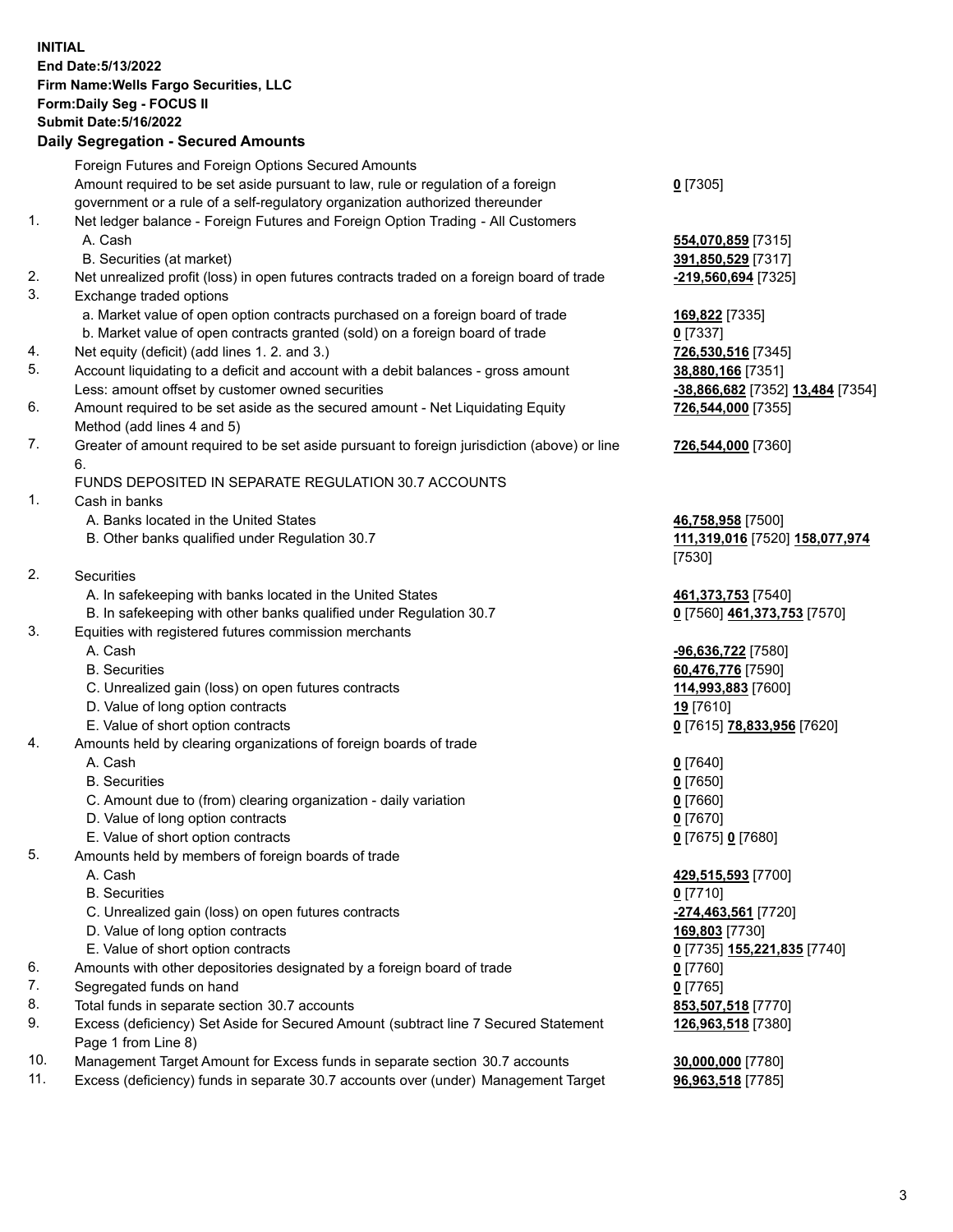**INITIAL**
**End Date:5/13/2022**
**Firm Name:Wells Fargo Securities, LLC**
**Form:Daily Seg - FOCUS II**
**Submit Date:5/16/2022**

## Daily Segregation - Secured Amounts

| | | |
|---|---|---|
| | Foreign Futures and Foreign Options Secured Amounts | |
| | Amount required to be set aside pursuant to law, rule or regulation of a foreign government or a rule of a self-regulatory organization authorized thereunder | **0** [7305] |
| 1. | Net ledger balance - Foreign Futures and Foreign Option Trading - All Customers | |
| | A. Cash | **554,070,859** [7315] |
| | B. Securities (at market) | **391,850,529** [7317] |
| 2. | Net unrealized profit (loss) in open futures contracts traded on a foreign board of trade | **-219,560,694** [7325] |
| 3. | Exchange traded options | |
| | a. Market value of open option contracts purchased on a foreign board of trade | **169,822** [7335] |
| | b. Market value of open contracts granted (sold) on a foreign board of trade | **0** [7337] |
| 4. | Net equity (deficit) (add lines 1. 2. and 3.) | **726,530,516** [7345] |
| 5. | Account liquidating to a deficit and account with a debit balances - gross amount | **38,880,166** [7351] |
| | Less: amount offset by customer owned securities | **-38,866,682** [7352] **13,484** [7354] |
| 6. | Amount required to be set aside as the secured amount - Net Liquidating Equity Method (add lines 4 and 5) | **726,544,000** [7355] |
| 7. | Greater of amount required to be set aside pursuant to foreign jurisdiction (above) or line 6. | **726,544,000** [7360] |
| | FUNDS DEPOSITED IN SEPARATE REGULATION 30.7 ACCOUNTS | |
| 1. | Cash in banks | |
| | A. Banks located in the United States | **46,758,958** [7500] |
| | B. Other banks qualified under Regulation 30.7 | **111,319,016** [7520] **158,077,974** [7530] |
| 2. | Securities | |
| | A. In safekeeping with banks located in the United States | **461,373,753** [7540] |
| | B. In safekeeping with other banks qualified under Regulation 30.7 | **0** [7560] **461,373,753** [7570] |
| 3. | Equities with registered futures commission merchants | |
| | A. Cash | **-96,636,722** [7580] |
| | B. Securities | **60,476,776** [7590] |
| | C. Unrealized gain (loss) on open futures contracts | **114,993,883** [7600] |
| | D. Value of long option contracts | **19** [7610] |
| | E. Value of short option contracts | **0** [7615] **78,833,956** [7620] |
| 4. | Amounts held by clearing organizations of foreign boards of trade | |
| | A. Cash | **0** [7640] |
| | B. Securities | **0** [7650] |
| | C. Amount due to (from) clearing organization - daily variation | **0** [7660] |
| | D. Value of long option contracts | **0** [7670] |
| | E. Value of short option contracts | **0** [7675] **0** [7680] |
| 5. | Amounts held by members of foreign boards of trade | |
| | A. Cash | **429,515,593** [7700] |
| | B. Securities | **0** [7710] |
| | C. Unrealized gain (loss) on open futures contracts | **-274,463,561** [7720] |
| | D. Value of long option contracts | **169,803** [7730] |
| | E. Value of short option contracts | **0** [7735] **155,221,835** [7740] |
| 6. | Amounts with other depositories designated by a foreign board of trade | **0** [7760] |
| 7. | Segregated funds on hand | **0** [7765] |
| 8. | Total funds in separate section 30.7 accounts | **853,507,518** [7770] |
| 9. | Excess (deficiency) Set Aside for Secured Amount (subtract line 7 Secured Statement Page 1 from Line 8) | **126,963,518** [7380] |
| 10. | Management Target Amount for Excess funds in separate section 30.7 accounts | **30,000,000** [7780] |
| 11. | Excess (deficiency) funds in separate 30.7 accounts over (under) Management Target | **96,963,518** [7785] |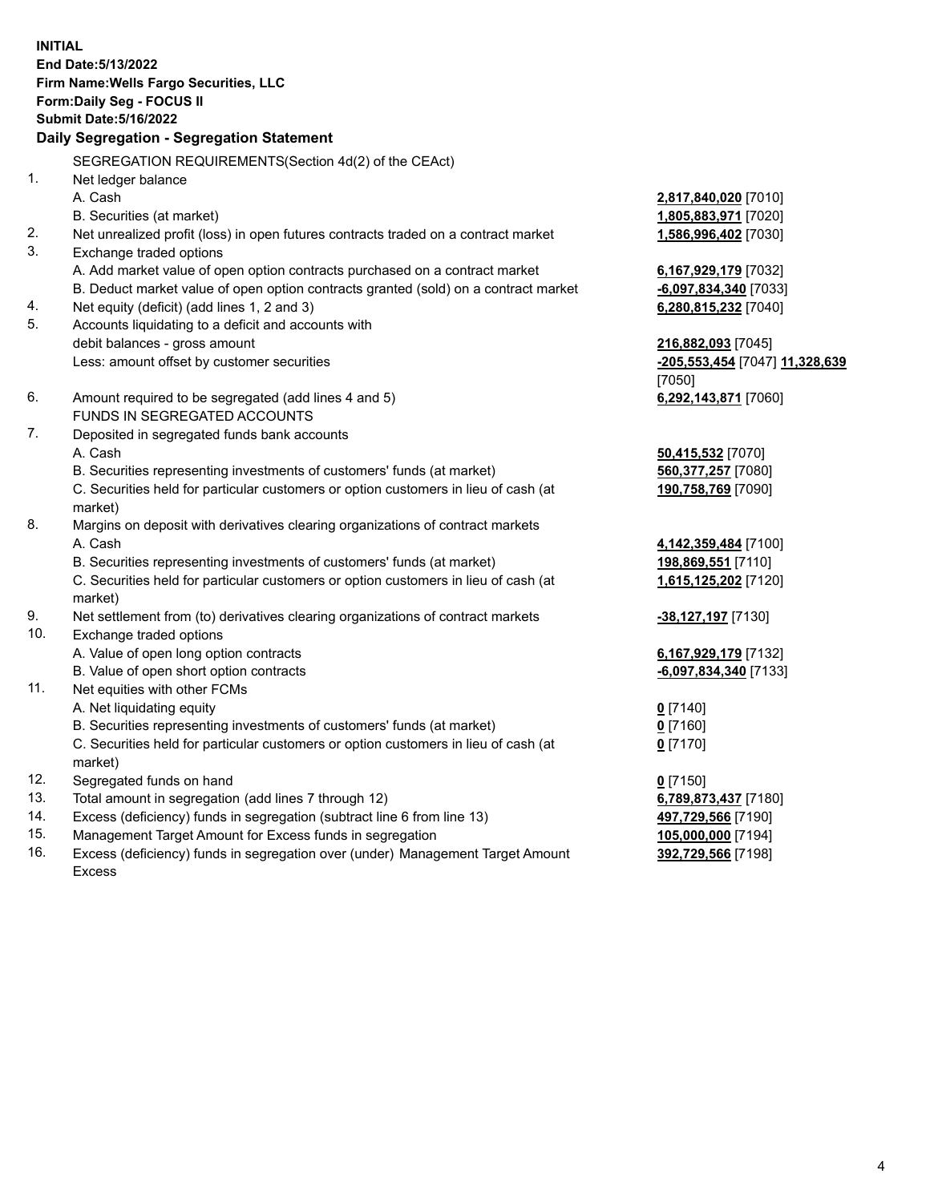**INITIAL**
**End Date:5/13/2022**
**Firm Name:Wells Fargo Securities, LLC**
**Form:Daily Seg - FOCUS II**
**Submit Date:5/16/2022**

### Daily Segregation - Segregation Statement

SEGREGATION REQUIREMENTS(Section 4d(2) of the CEAct)

| | | |
|---|---|---|
| 1. | Net ledger balance | |
| | A. Cash | **2,817,840,020** [7010] |
| | B. Securities (at market) | **1,805,883,971** [7020] |
| 2. | Net unrealized profit (loss) in open futures contracts traded on a contract market | **1,586,996,402** [7030] |
| 3. | Exchange traded options | |
| | A. Add market value of open option contracts purchased on a contract market | **6,167,929,179** [7032] |
| | B. Deduct market value of open option contracts granted (sold) on a contract market | **-6,097,834,340** [7033] |
| 4. | Net equity (deficit) (add lines 1, 2 and 3) | **6,280,815,232** [7040] |
| 5. | Accounts liquidating to a deficit and accounts with debit balances - gross amount | **216,882,093** [7045] |
| | Less: amount offset by customer securities | **-205,553,454** [7047] **11,328,639** [7050] |
| 6. | Amount required to be segregated (add lines 4 and 5) | **6,292,143,871** [7060] |
| | FUNDS IN SEGREGATED ACCOUNTS | |
| 7. | Deposited in segregated funds bank accounts | |
| | A. Cash | **50,415,532** [7070] |
| | B. Securities representing investments of customers' funds (at market) | **560,377,257** [7080] |
| | C. Securities held for particular customers or option customers in lieu of cash (at market) | **190,758,769** [7090] |
| 8. | Margins on deposit with derivatives clearing organizations of contract markets | |
| | A. Cash | **4,142,359,484** [7100] |
| | B. Securities representing investments of customers' funds (at market) | **198,869,551** [7110] |
| | C. Securities held for particular customers or option customers in lieu of cash (at market) | **1,615,125,202** [7120] |
| 9. | Net settlement from (to) derivatives clearing organizations of contract markets | **-38,127,197** [7130] |
| 10. | Exchange traded options | |
| | A. Value of open long option contracts | **6,167,929,179** [7132] |
| | B. Value of open short option contracts | **-6,097,834,340** [7133] |
| 11. | Net equities with other FCMs | |
| | A. Net liquidating equity | **0** [7140] |
| | B. Securities representing investments of customers' funds (at market) | **0** [7160] |
| | C. Securities held for particular customers or option customers in lieu of cash (at market) | **0** [7170] |
| 12. | Segregated funds on hand | **0** [7150] |
| 13. | Total amount in segregation (add lines 7 through 12) | **6,789,873,437** [7180] |
| 14. | Excess (deficiency) funds in segregation (subtract line 6 from line 13) | **497,729,566** [7190] |
| 15. | Management Target Amount for Excess funds in segregation | **105,000,000** [7194] |
| 16. | Excess (deficiency) funds in segregation over (under) Management Target Amount Excess | **392,729,566** [7198] |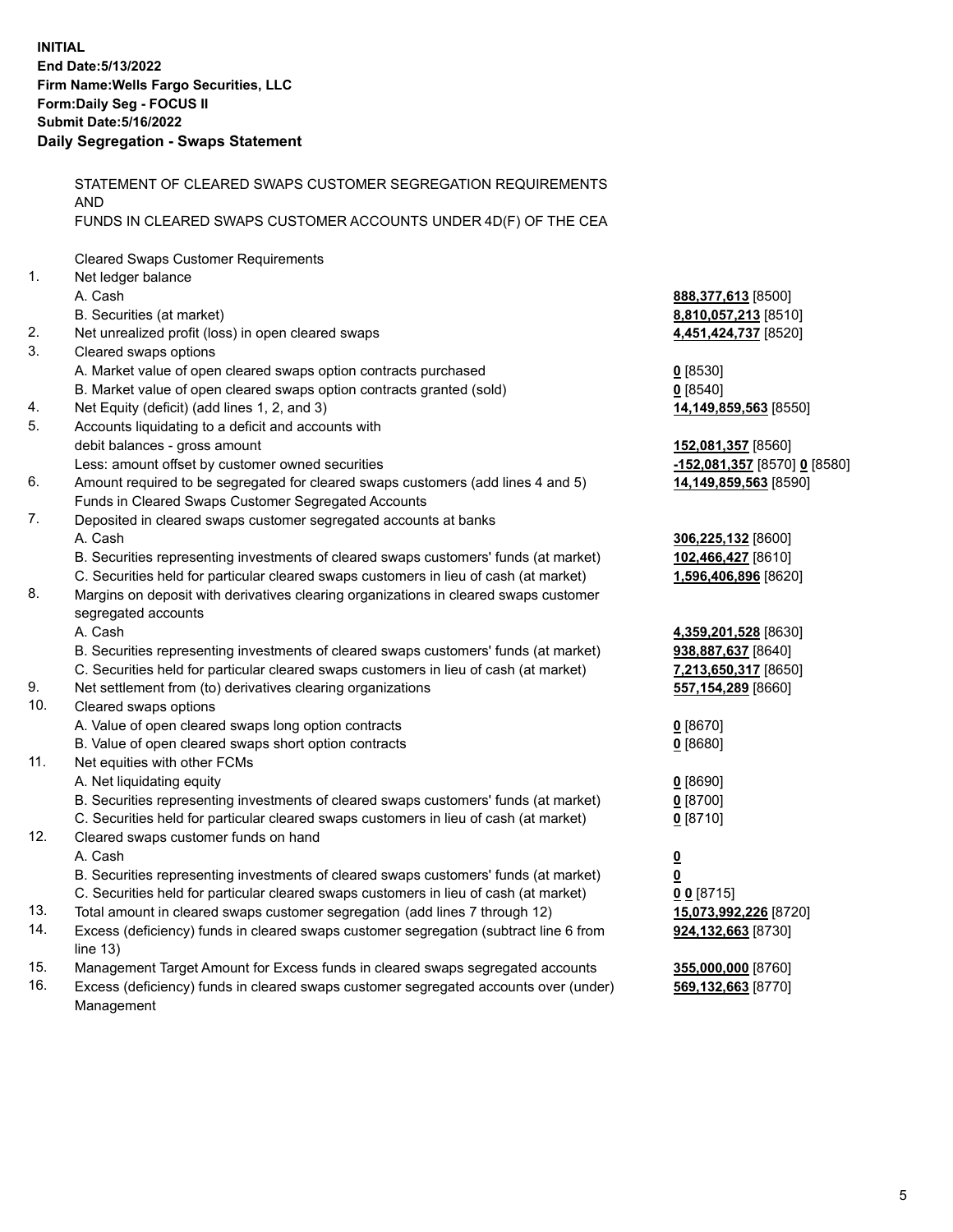**INITIAL**
**End Date:5/13/2022**
**Firm Name:Wells Fargo Securities, LLC**
**Form:Daily Seg - FOCUS II**
**Submit Date:5/16/2022**
**Daily Segregation - Swaps Statement**

STATEMENT OF CLEARED SWAPS CUSTOMER SEGREGATION REQUIREMENTS AND FUNDS IN CLEARED SWAPS CUSTOMER ACCOUNTS UNDER 4D(F) OF THE CEA

| | | |
|---|---|---|
| | Cleared Swaps Customer Requirements | |
| 1. | Net ledger balance | |
| | A. Cash | **888,377,613** [8500] |
| | B. Securities (at market) | **8,810,057,213** [8510] |
| 2. | Net unrealized profit (loss) in open cleared swaps | **4,451,424,737** [8520] |
| 3. | Cleared swaps options | |
| | A. Market value of open cleared swaps option contracts purchased | **0** [8530] |
| | B. Market value of open cleared swaps option contracts granted (sold) | **0** [8540] |
| 4. | Net Equity (deficit) (add lines 1, 2, and 3) | **14,149,859,563** [8550] |
| 5. | Accounts liquidating to a deficit and accounts with debit balances - gross amount | **152,081,357** [8560] |
| | Less: amount offset by customer owned securities | **-152,081,357** [8570] **0** [8580] |
| 6. | Amount required to be segregated for cleared swaps customers (add lines 4 and 5) | **14,149,859,563** [8590] |
| | Funds in Cleared Swaps Customer Segregated Accounts | |
| 7. | Deposited in cleared swaps customer segregated accounts at banks | |
| | A. Cash | **306,225,132** [8600] |
| | B. Securities representing investments of cleared swaps customers' funds (at market) | **102,466,427** [8610] |
| | C. Securities held for particular cleared swaps customers in lieu of cash (at market) | **1,596,406,896** [8620] |
| 8. | Margins on deposit with derivatives clearing organizations in cleared swaps customer segregated accounts | |
| | A. Cash | **4,359,201,528** [8630] |
| | B. Securities representing investments of cleared swaps customers' funds (at market) | **938,887,637** [8640] |
| | C. Securities held for particular cleared swaps customers in lieu of cash (at market) | **7,213,650,317** [8650] |
| 9. | Net settlement from (to) derivatives clearing organizations | **557,154,289** [8660] |
| 10. | Cleared swaps options | |
| | A. Value of open cleared swaps long option contracts | **0** [8670] |
| | B. Value of open cleared swaps short option contracts | **0** [8680] |
| 11. | Net equities with other FCMs | |
| | A. Net liquidating equity | **0** [8690] |
| | B. Securities representing investments of cleared swaps customers' funds (at market) | **0** [8700] |
| | C. Securities held for particular cleared swaps customers in lieu of cash (at market) | **0** [8710] |
| 12. | Cleared swaps customer funds on hand | |
| | A. Cash | **0** |
| | B. Securities representing investments of cleared swaps customers' funds (at market) | **0** |
| | C. Securities held for particular cleared swaps customers in lieu of cash (at market) | **0** **0** [8715] |
| 13. | Total amount in cleared swaps customer segregation (add lines 7 through 12) | **15,073,992,226** [8720] |
| 14. | Excess (deficiency) funds in cleared swaps customer segregation (subtract line 6 from line 13) | **924,132,663** [8730] |
| 15. | Management Target Amount for Excess funds in cleared swaps segregated accounts | **355,000,000** [8760] |
| 16. | Excess (deficiency) funds in cleared swaps customer segregated accounts over (under) Management | **569,132,663** [8770] |